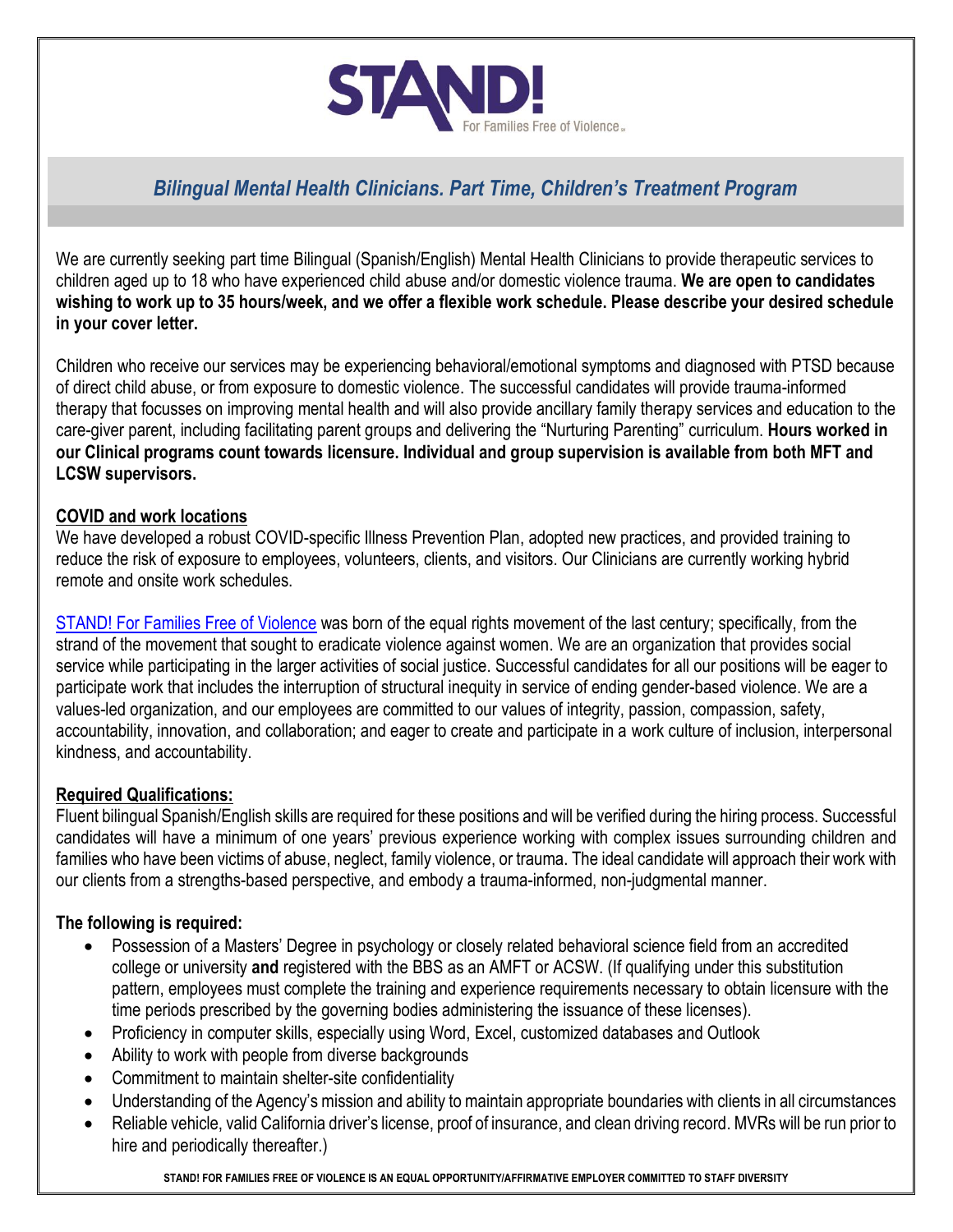STAND! For Families Free of Violence

# *Bilingual Mental Health Clinicians. Part Time, Children's Treatment Program*

We are currently seeking part time Bilingual (Spanish/English) Mental Health Clinicians to provide therapeutic services to children aged up to 18 who have experienced child abuse and/or domestic violence trauma. **We are open to candidates wishing to work up to 35 hours/week, and we offer a flexible work schedule. Please describe your desired schedule in your cover letter.**

Children who receive our services may be experiencing behavioral/emotional symptoms and diagnosed with PTSD because of direct child abuse, or from exposure to domestic violence. The successful candidates will provide trauma-informed therapy that focusses on improving mental health and will also provide ancillary family therapy services and education to the care-giver parent, including facilitating parent groups and delivering the "Nurturing Parenting" curriculum. **Hours worked in our Clinical programs count towards licensure. Individual and group supervision is available from both MFT and LCSW supervisors.**

## COVID and work locations

We have developed a robust COVID-specific Illness Prevention Plan, adopted new practices, and provided training to reduce the risk of exposure to employees, volunteers, clients, and visitors. Our Clinicians are currently working hybrid remote and onsite work schedules.

STAND! For Families Free of Violence was born of the equal rights movement of the last century; specifically, from the strand of the movement that sought to eradicate violence against women. We are an organization that provides social service while participating in the larger activities of social justice. Successful candidates for all our positions will be eager to participate work that includes the interruption of structural inequity in service of ending gender-based violence. We are a values-led organization, and our employees are committed to our values of integrity, passion, compassion, safety, accountability, innovation, and collaboration; and eager to create and participate in a work culture of inclusion, interpersonal kindness, and accountability.

## Required Qualifications:

Fluent bilingual Spanish/English skills are required for these positions and will be verified during the hiring process. Successful candidates will have a minimum of one years' previous experience working with complex issues surrounding children and families who have been victims of abuse, neglect, family violence, or trauma. The ideal candidate will approach their work with our clients from a strengths-based perspective, and embody a trauma-informed, non-judgmental manner.

**The following is required:**

- Possession of a Masters' Degree in psychology or closely related behavioral science field from an accredited college or university **and** registered with the BBS as an AMFT or ACSW. (If qualifying under this substitution pattern, employees must complete the training and experience requirements necessary to obtain licensure with the time periods prescribed by the governing bodies administering the issuance of these licenses).
- Proficiency in computer skills, especially using Word, Excel, customized databases and Outlook
- Ability to work with people from diverse backgrounds
- Commitment to maintain shelter-site confidentiality
- Understanding of the Agency's mission and ability to maintain appropriate boundaries with clients in all circumstances
- Reliable vehicle, valid California driver's license, proof of insurance, and clean driving record. MVRs will be run prior to hire and periodically thereafter.)

STAND! FOR FAMILIES FREE OF VIOLENCE IS AN EQUAL OPPORTUNITY/AFFIRMATIVE EMPLOYER COMMITTED TO STAFF DIVERSITY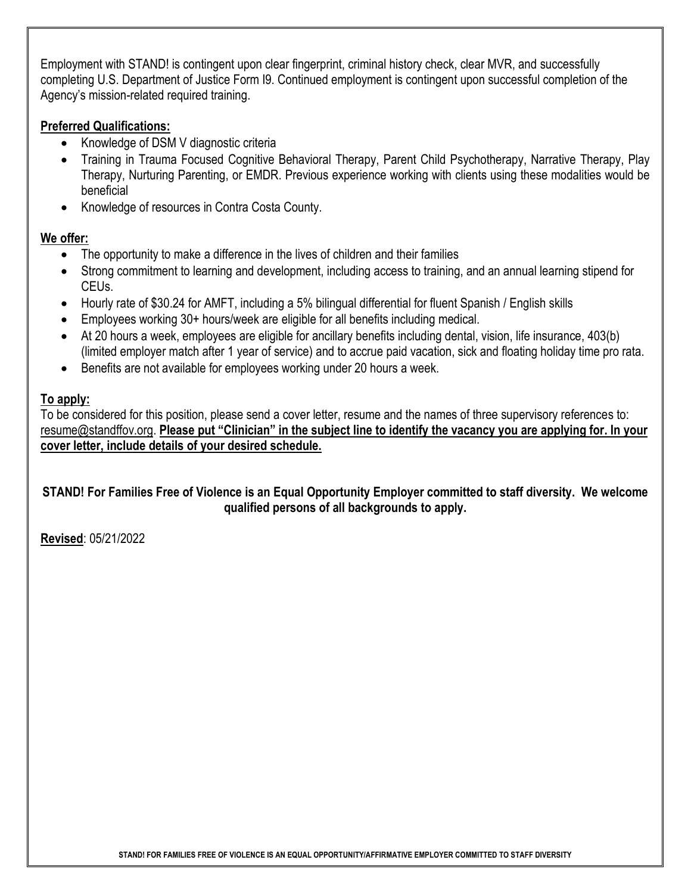Employment with STAND! is contingent upon clear fingerprint, criminal history check, clear MVR, and successfully completing U.S. Department of Justice Form I9. Continued employment is contingent upon successful completion of the Agency's mission-related required training.

**Preferred Qualifications:**

- Knowledge of DSM V diagnostic criteria
- Training in Trauma Focused Cognitive Behavioral Therapy, Parent Child Psychotherapy, Narrative Therapy, Play Therapy, Nurturing Parenting, or EMDR. Previous experience working with clients using these modalities would be beneficial
- Knowledge of resources in Contra Costa County.

**We offer:**

- The opportunity to make a difference in the lives of children and their families
- Strong commitment to learning and development, including access to training, and an annual learning stipend for CEUs.
- Hourly rate of $30.24 for AMFT, including a 5% bilingual differential for fluent Spanish / English skills
- Employees working 30+ hours/week are eligible for all benefits including medical.
- At 20 hours a week, employees are eligible for ancillary benefits including dental, vision, life insurance, 403(b) (limited employer match after 1 year of service) and to accrue paid vacation, sick and floating holiday time pro rata.
- Benefits are not available for employees working under 20 hours a week.

**To apply:**

To be considered for this position, please send a cover letter, resume and the names of three supervisory references to: resume@standffov.org. **Please put "Clinician" in the subject line to identify the vacancy you are applying for. In your cover letter, include details of your desired schedule.**

**STAND! For Families Free of Violence is an Equal Opportunity Employer committed to staff diversity. We welcome qualified persons of all backgrounds to apply.**

**Revised**: 05/21/2022

STAND! FOR FAMILIES FREE OF VIOLENCE IS AN EQUAL OPPORTUNITY/AFFIRMATIVE EMPLOYER COMMITTED TO STAFF DIVERSITY